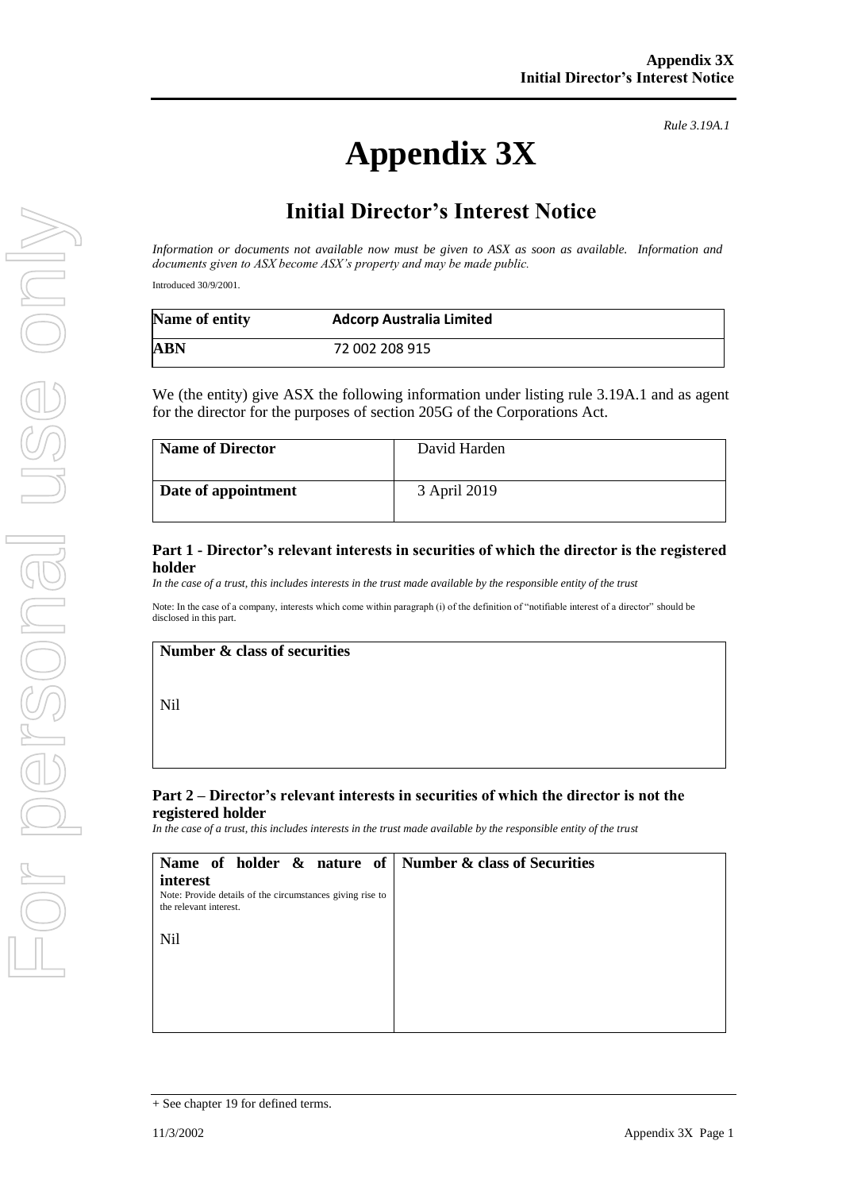*Rule 3.19A.1*

# Appendix 3X

## Initial Director's Interest Notice

*Information or documents not available now must be given to ASX as soon as available. Information and documents given to ASX become ASX's property and may be made public.*

Introduced 30/9/2001.

| Name of entity | Adcorp Australia Limited |
|---|---|
| ABN | 72 002 208 915 |

We (the entity) give ASX the following information under listing rule 3.19A.1 and as agent for the director for the purposes of section 205G of the Corporations Act.

| Name of Director | David Harden |
|---|---|
| Date of appointment | 3 April 2019 |

### Part 1 - Director's relevant interests in securities of which the director is the registered holder

*In the case of a trust, this includes interests in the trust made available by the responsible entity of the trust*

Note: In the case of a company, interests which come within paragraph (i) of the definition of "notifiable interest of a director" should be disclosed in this part.

| Number & class of securities |
|---|
| Nil |

### Part 2 – Director's relevant interests in securities of which the director is not the registered holder

*In the case of a trust, this includes interests in the trust made available by the responsible entity of the trust*

| Name of holder & nature of interest<br>Note: Provide details of the circumstances giving rise to the relevant interest. | Number & class of Securities |
|---|---|
| Nil | |

+ See chapter 19 for defined terms.

11/3/2002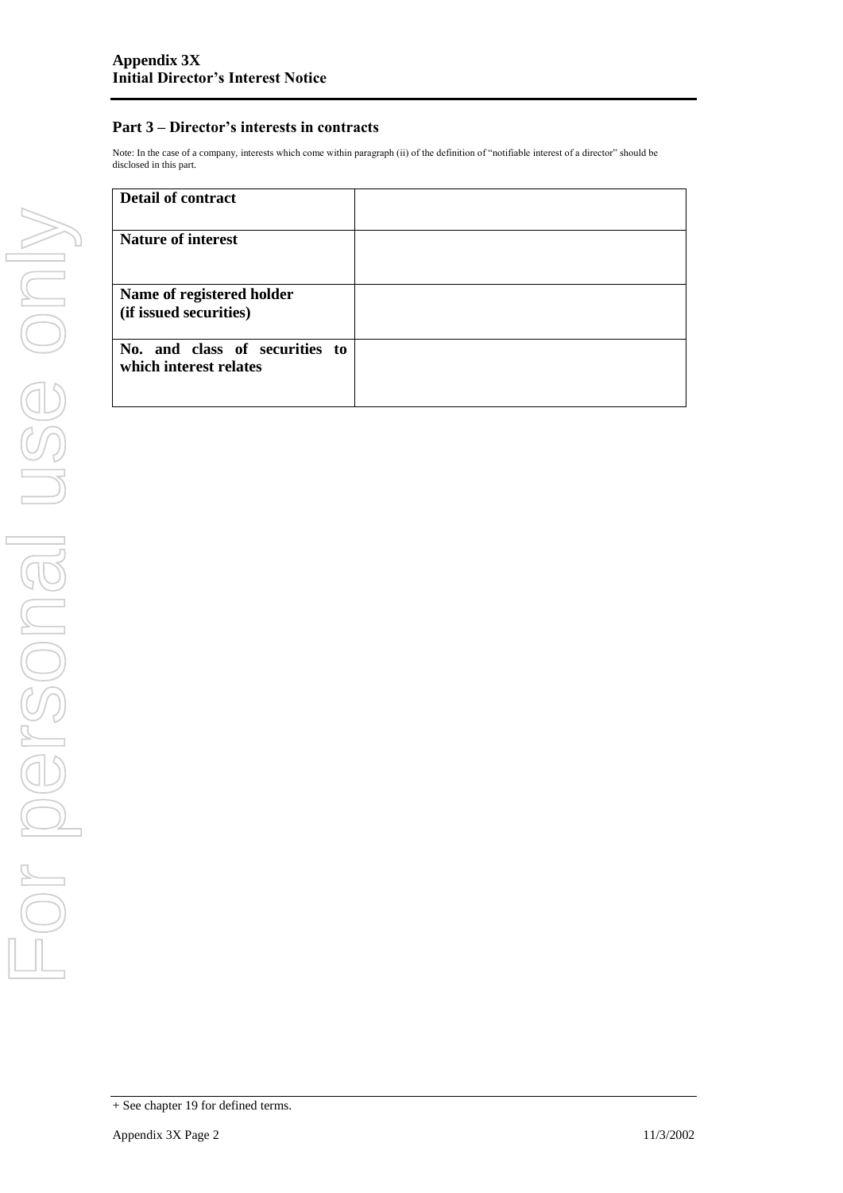## Part 3 – Director's interests in contracts

Note: In the case of a company, interests which come within paragraph (ii) of the definition of "notifiable interest of a director" should be disclosed in this part.

| | |
|---|---|
| **Detail of contract** | |
| **Nature of interest** | |
| **Name of registered holder (if issued securities)** | |
| **No. and class of securities to which interest relates** | |

+ See chapter 19 for defined terms.